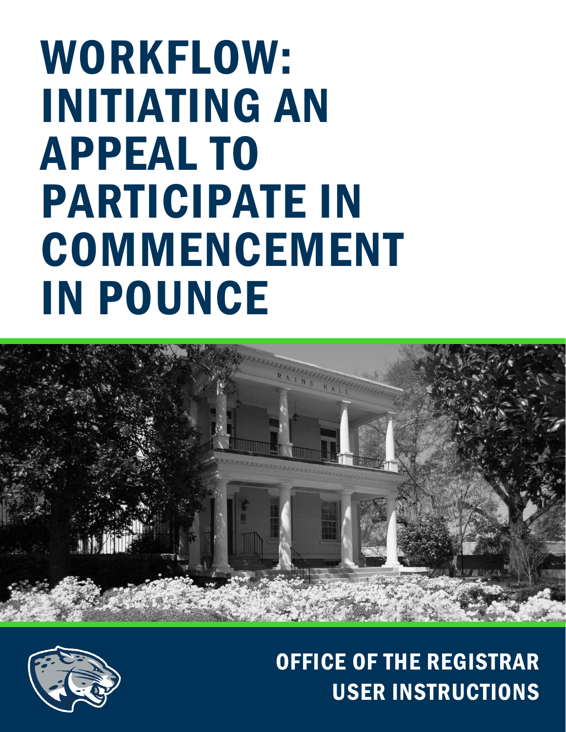# WORKFLOW: INITIATING AN APPEAL TO PARTICIPATE IN COMMENCEMENT IN POUNCE

OFFICE OF THE REGISTRAR
USER INSTRUCTIONS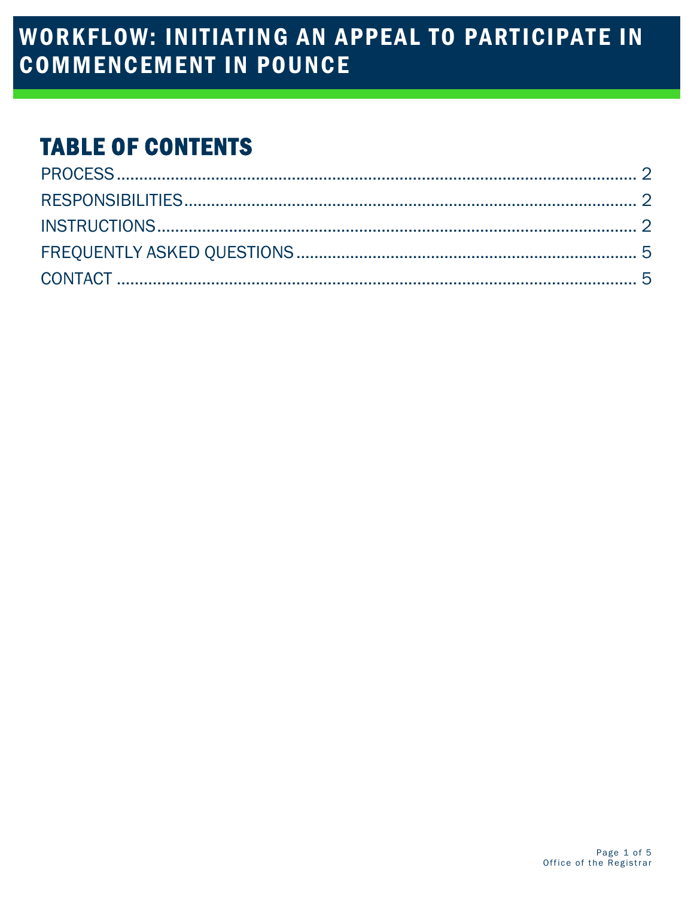# WORKFLOW: INITIATING AN APPEAL TO PARTICIPATE IN COMMENCEMENT IN POUNCE

## TABLE OF CONTENTS

| | |
|---|---|
| PROCESS | 2 |
| RESPONSIBILITIES | 2 |
| INSTRUCTIONS | 2 |
| FREQUENTLY ASKED QUESTIONS | 5 |
| CONTACT | 5 |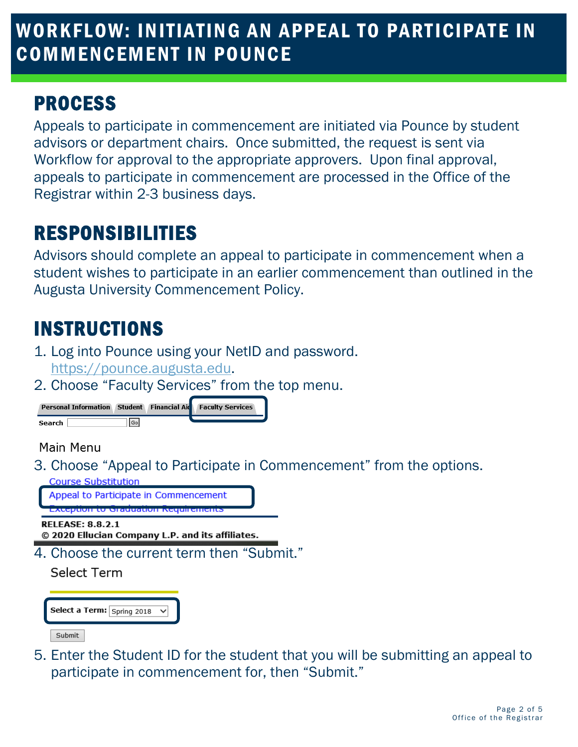# WORKFLOW: INITIATING AN APPEAL TO PARTICIPATE IN COMMENCEMENT IN POUNCE

## PROCESS

Appeals to participate in commencement are initiated via Pounce by student advisors or department chairs. Once submitted, the request is sent via Workflow for approval to the appropriate approvers. Upon final approval, appeals to participate in commencement are processed in the Office of the Registrar within 2-3 business days.

## RESPONSIBILITIES

Advisors should complete an appeal to participate in commencement when a student wishes to participate in an earlier commencement than outlined in the Augusta University Commencement Policy.

## INSTRUCTIONS

1. Log into Pounce using your NetID and password. https://pounce.augusta.edu.
2. Choose "Faculty Services" from the top menu.

Personal Information | Student | Financial Aid | Faculty Services

Search [ ] Go

Main Menu

3. Choose "Appeal to Participate in Commencement" from the options.

Course Substitution

Appeal to Participate in Commencement

Exception to Graduation Requirements

RELEASE: 8.8.2.1

© 2020 Ellucian Company L.P. and its affiliates.

4. Choose the current term then "Submit."

Select Term

Select a Term: Spring 2018

Submit

5. Enter the Student ID for the student that you will be submitting an appeal to participate in commencement for, then "Submit."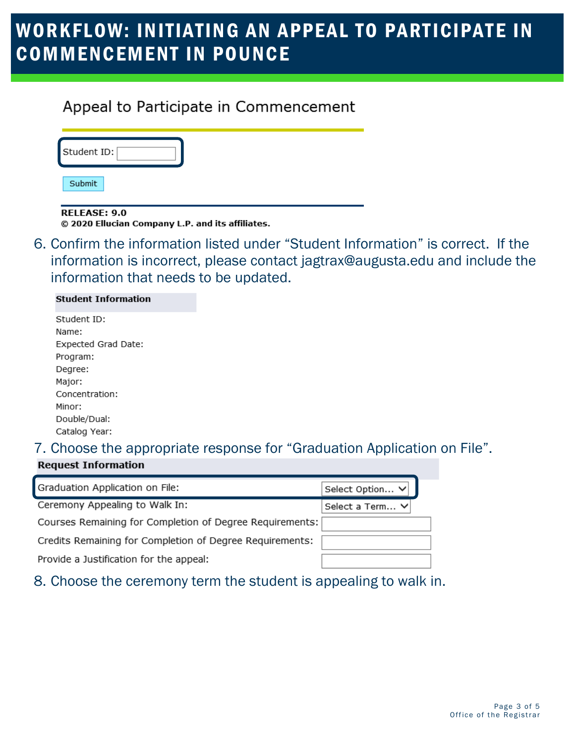# WORKFLOW: INITIATING AN APPEAL TO PARTICIPATE IN COMMENCEMENT IN POUNCE

Appeal to Participate in Commencement

Student ID:

Submit

**RELEASE: 9.0**
**© 2020 Ellucian Company L.P. and its affiliates.**

6. Confirm the information listed under "Student Information" is correct. If the information is incorrect, please contact jagtrax@augusta.edu and include the information that needs to be updated.

**Student Information**

Student ID:
Name:
Expected Grad Date:
Program:
Degree:
Major:
Concentration:
Minor:
Double/Dual:
Catalog Year:

7. Choose the appropriate response for "Graduation Application on File".

**Request Information**

| | |
|---|---|
| Graduation Application on File: | Select Option... |
| Ceremony Appealing to Walk In: | Select a Term... |
| Courses Remaining for Completion of Degree Requirements: | |
| Credits Remaining for Completion of Degree Requirements: | |
| Provide a Justification for the appeal: | |

8. Choose the ceremony term the student is appealing to walk in.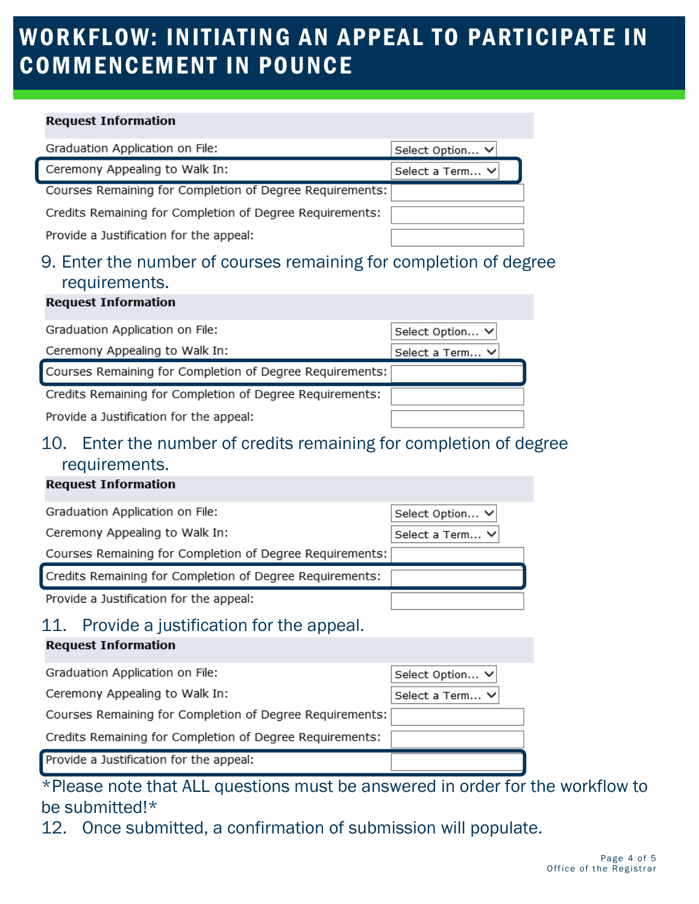# WORKFLOW: INITIATING AN APPEAL TO PARTICIPATE IN COMMENCEMENT IN POUNCE

| Request Information | |
|---|---|
| Graduation Application on File: | Select Option... |
| Ceremony Appealing to Walk In: | Select a Term... |
| Courses Remaining for Completion of Degree Requirements: | |
| Credits Remaining for Completion of Degree Requirements: | |
| Provide a Justification for the appeal: | |

9. Enter the number of courses remaining for completion of degree requirements.

| Request Information | |
|---|---|
| Graduation Application on File: | Select Option... |
| Ceremony Appealing to Walk In: | Select a Term... |
| Courses Remaining for Completion of Degree Requirements: | |
| Credits Remaining for Completion of Degree Requirements: | |
| Provide a Justification for the appeal: | |

10. Enter the number of credits remaining for completion of degree requirements.

| Request Information | |
|---|---|
| Graduation Application on File: | Select Option... |
| Ceremony Appealing to Walk In: | Select a Term... |
| Courses Remaining for Completion of Degree Requirements: | |
| Credits Remaining for Completion of Degree Requirements: | |
| Provide a Justification for the appeal: | |

11. Provide a justification for the appeal.

| Request Information | |
|---|---|
| Graduation Application on File: | Select Option... |
| Ceremony Appealing to Walk In: | Select a Term... |
| Courses Remaining for Completion of Degree Requirements: | |
| Credits Remaining for Completion of Degree Requirements: | |
| Provide a Justification for the appeal: | |

*Please note that ALL questions must be answered in order for the workflow to be submitted!*

12. Once submitted, a confirmation of submission will populate.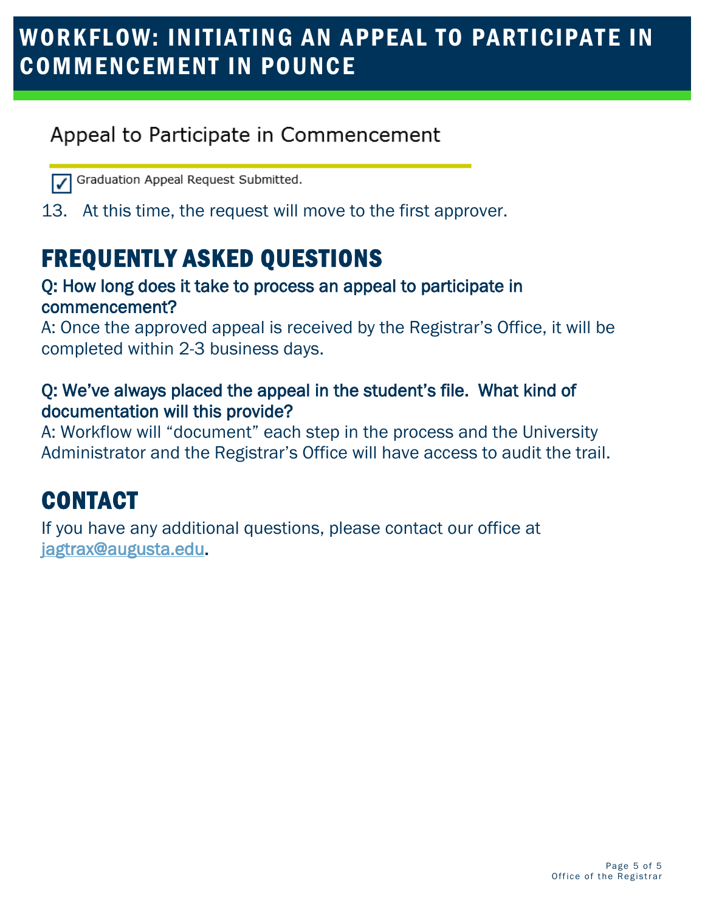# WORKFLOW: INITIATING AN APPEAL TO PARTICIPATE IN COMMENCEMENT IN POUNCE

Appeal to Participate in Commencement

☑ Graduation Appeal Request Submitted.

13. At this time, the request will move to the first approver.

## FREQUENTLY ASKED QUESTIONS

### Q: How long does it take to process an appeal to participate in commencement?

A: Once the approved appeal is received by the Registrar's Office, it will be completed within 2-3 business days.

### Q: We've always placed the appeal in the student's file. What kind of documentation will this provide?

A: Workflow will "document" each step in the process and the University Administrator and the Registrar's Office will have access to audit the trail.

## CONTACT

If you have any additional questions, please contact our office at jagtrax@augusta.edu.